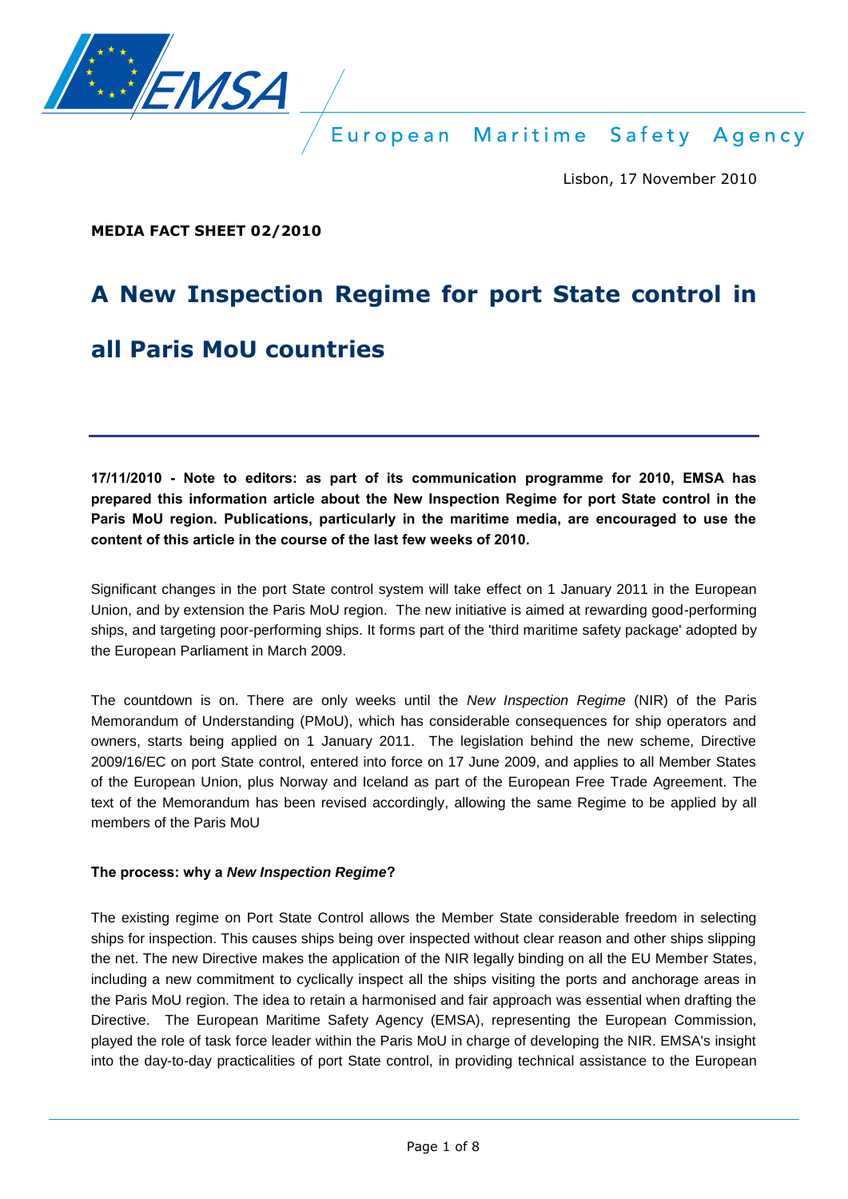European Maritime Safety Agency

Lisbon, 17 November 2010

**MEDIA FACT SHEET 02/2010**

# A New Inspection Regime for port State control in all Paris MoU countries

**17/11/2010 - Note to editors: as part of its communication programme for 2010, EMSA has prepared this information article about the New Inspection Regime for port State control in the Paris MoU region. Publications, particularly in the maritime media, are encouraged to use the content of this article in the course of the last few weeks of 2010.**

Significant changes in the port State control system will take effect on 1 January 2011 in the European Union, and by extension the Paris MoU region. The new initiative is aimed at rewarding good-performing ships, and targeting poor-performing ships. It forms part of the 'third maritime safety package' adopted by the European Parliament in March 2009.

The countdown is on. There are only weeks until the *New Inspection Regime* (NIR) of the Paris Memorandum of Understanding (PMoU), which has considerable consequences for ship operators and owners, starts being applied on 1 January 2011. The legislation behind the new scheme, Directive 2009/16/EC on port State control, entered into force on 17 June 2009, and applies to all Member States of the European Union, plus Norway and Iceland as part of the European Free Trade Agreement. The text of the Memorandum has been revised accordingly, allowing the same Regime to be applied by all members of the Paris MoU

**The process: why a *New Inspection Regime*?**

The existing regime on Port State Control allows the Member State considerable freedom in selecting ships for inspection. This causes ships being over inspected without clear reason and other ships slipping the net. The new Directive makes the application of the NIR legally binding on all the EU Member States, including a new commitment to cyclically inspect all the ships visiting the ports and anchorage areas in the Paris MoU region. The idea to retain a harmonised and fair approach was essential when drafting the Directive. The European Maritime Safety Agency (EMSA), representing the European Commission, played the role of task force leader within the Paris MoU in charge of developing the NIR. EMSA's insight into the day-to-day practicalities of port State control, in providing technical assistance to the European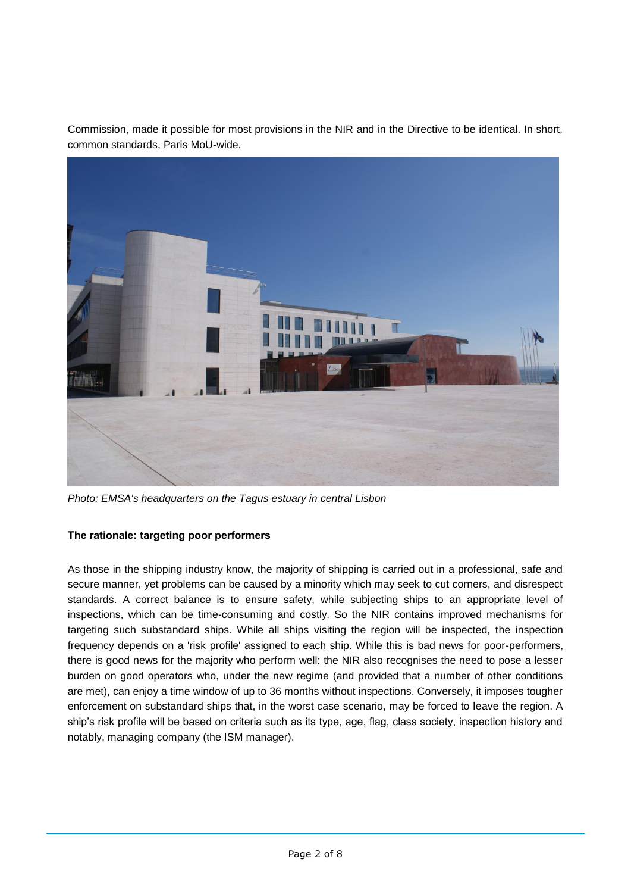Commission, made it possible for most provisions in the NIR and in the Directive to be identical. In short, common standards, Paris MoU-wide.

*Photo: EMSA's headquarters on the Tagus estuary in central Lisbon*

**The rationale: targeting poor performers**

As those in the shipping industry know, the majority of shipping is carried out in a professional, safe and secure manner, yet problems can be caused by a minority which may seek to cut corners, and disrespect standards. A correct balance is to ensure safety, while subjecting ships to an appropriate level of inspections, which can be time-consuming and costly. So the NIR contains improved mechanisms for targeting such substandard ships. While all ships visiting the region will be inspected, the inspection frequency depends on a 'risk profile' assigned to each ship. While this is bad news for poor-performers, there is good news for the majority who perform well: the NIR also recognises the need to pose a lesser burden on good operators who, under the new regime (and provided that a number of other conditions are met), can enjoy a time window of up to 36 months without inspections. Conversely, it imposes tougher enforcement on substandard ships that, in the worst case scenario, may be forced to leave the region. A ship's risk profile will be based on criteria such as its type, age, flag, class society, inspection history and notably, managing company (the ISM manager).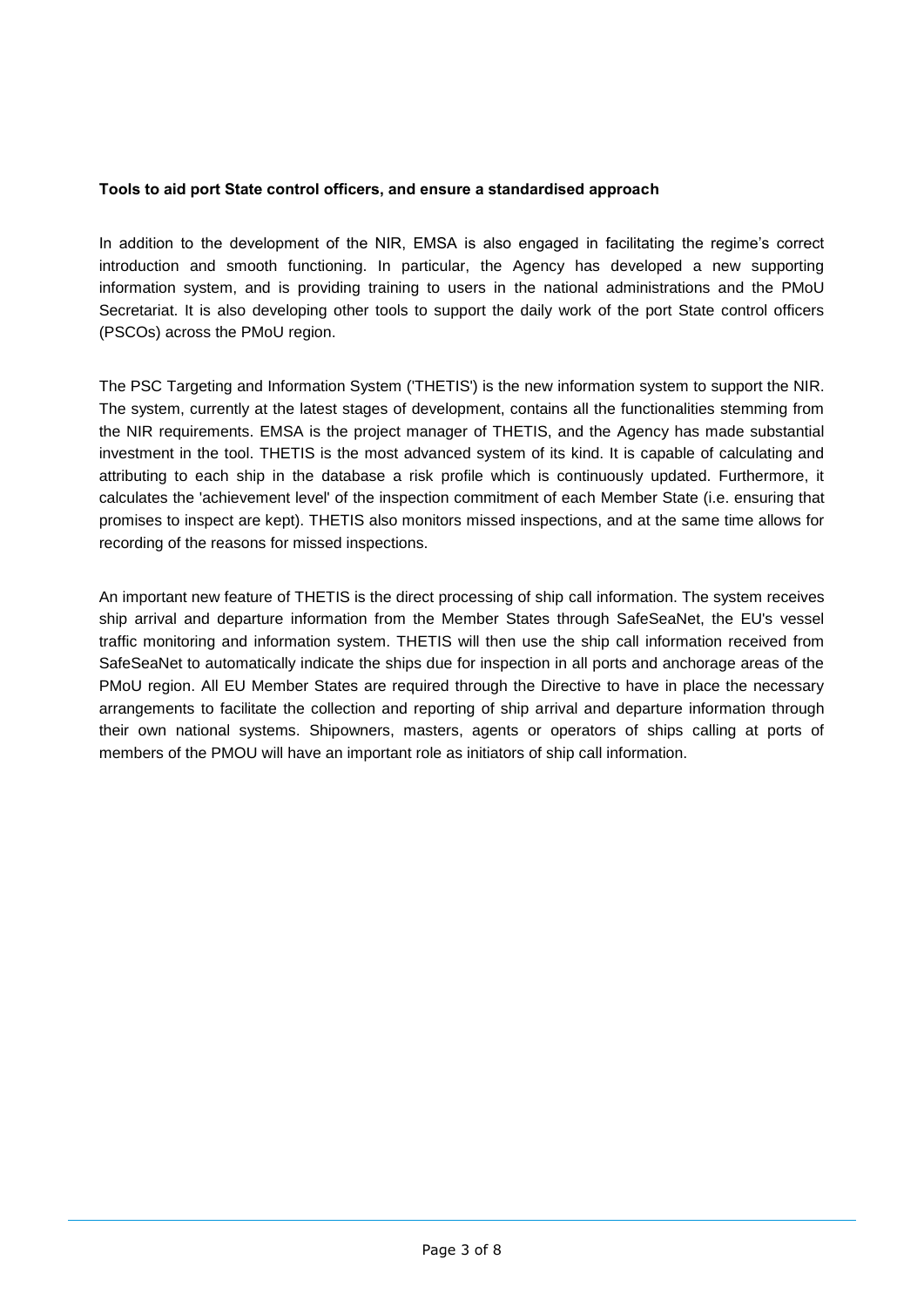**Tools to aid port State control officers, and ensure a standardised approach**

In addition to the development of the NIR, EMSA is also engaged in facilitating the regime's correct introduction and smooth functioning. In particular, the Agency has developed a new supporting information system, and is providing training to users in the national administrations and the PMoU Secretariat. It is also developing other tools to support the daily work of the port State control officers (PSCOs) across the PMoU region.

The PSC Targeting and Information System ('THETIS') is the new information system to support the NIR. The system, currently at the latest stages of development, contains all the functionalities stemming from the NIR requirements. EMSA is the project manager of THETIS, and the Agency has made substantial investment in the tool. THETIS is the most advanced system of its kind. It is capable of calculating and attributing to each ship in the database a risk profile which is continuously updated. Furthermore, it calculates the 'achievement level' of the inspection commitment of each Member State (i.e. ensuring that promises to inspect are kept). THETIS also monitors missed inspections, and at the same time allows for recording of the reasons for missed inspections.

An important new feature of THETIS is the direct processing of ship call information. The system receives ship arrival and departure information from the Member States through SafeSeaNet, the EU's vessel traffic monitoring and information system. THETIS will then use the ship call information received from SafeSeaNet to automatically indicate the ships due for inspection in all ports and anchorage areas of the PMoU region. All EU Member States are required through the Directive to have in place the necessary arrangements to facilitate the collection and reporting of ship arrival and departure information through their own national systems. Shipowners, masters, agents or operators of ships calling at ports of members of the PMOU will have an important role as initiators of ship call information.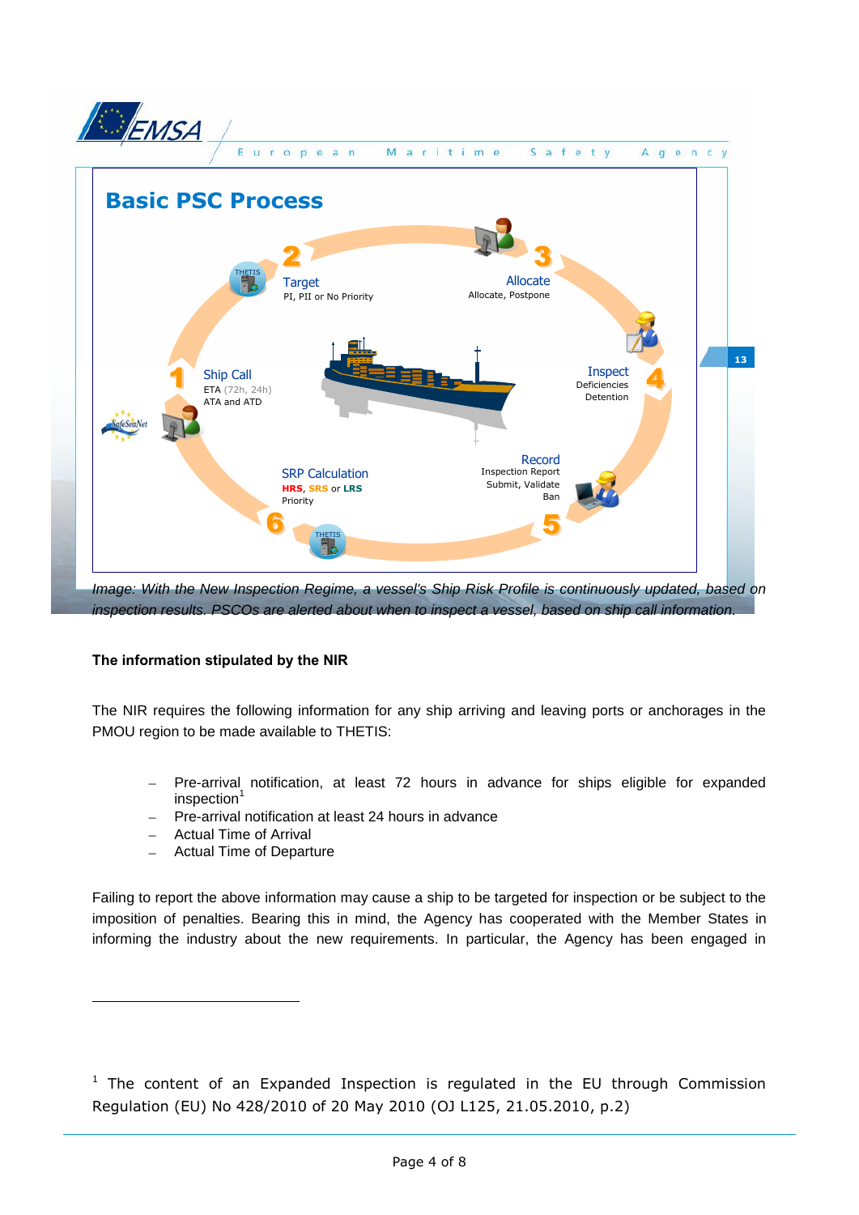## Basic PSC Process

1 Ship Call — ETA (72h, 24h), ATA and ATD

2 Target — PI, PII or No Priority

3 Allocate — Allocate, Postpone

4 Inspect — Deficiencies, Detention

5 Record — Inspection Report, Submit, Validate, Ban

6 SRP Calculation — HRS, SRS or LRS, Priority

*Image: With the New Inspection Regime, a vessel's Ship Risk Profile is continuously updated, based on inspection results. PSCOs are alerted about when to inspect a vessel, based on ship call information.*

**The information stipulated by the NIR**

The NIR requires the following information for any ship arriving and leaving ports or anchorages in the PMOU region to be made available to THETIS:

- Pre-arrival notification, at least 72 hours in advance for ships eligible for expanded inspection[1]
- Pre-arrival notification at least 24 hours in advance
- Actual Time of Arrival
- Actual Time of Departure

Failing to report the above information may cause a ship to be targeted for inspection or be subject to the imposition of penalties. Bearing this in mind, the Agency has cooperated with the Member States in informing the industry about the new requirements. In particular, the Agency has been engaged in

[1] The content of an Expanded Inspection is regulated in the EU through Commission Regulation (EU) No 428/2010 of 20 May 2010 (OJ L125, 21.05.2010, p.2)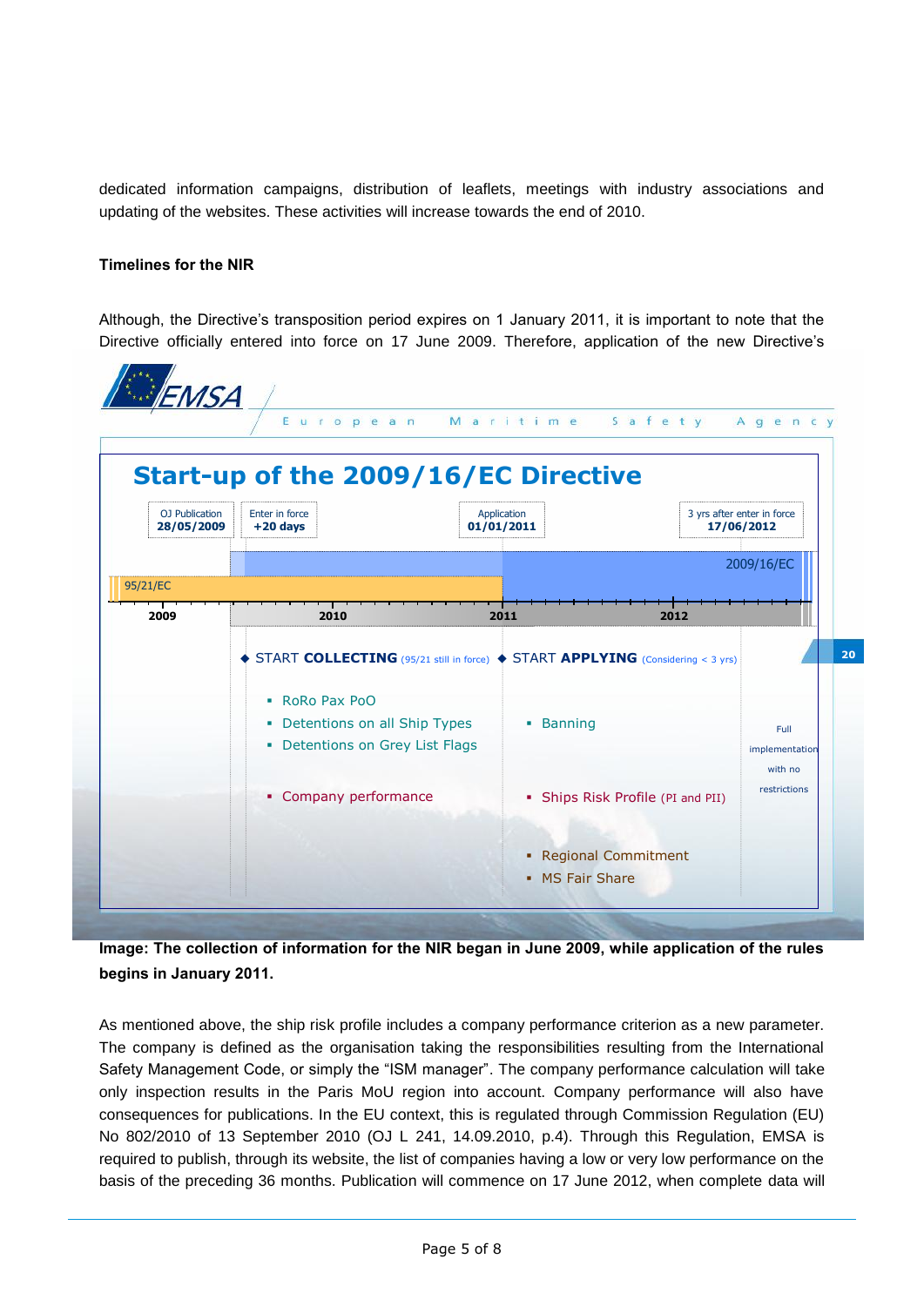dedicated information campaigns, distribution of leaflets, meetings with industry associations and updating of the websites. These activities will increase towards the end of 2010.

**Timelines for the NIR**

Although, the Directive's transposition period expires on 1 January 2011, it is important to note that the Directive officially entered into force on 17 June 2009. Therefore, application of the new Directive's

EMSA — European Maritime Safety Agency

**Start-up of the 2009/16/EC Directive**

| OJ Publication 28/05/2009 | Enter in force +20 days | Application 01/01/2011 | 3 yrs after enter in force 17/06/2012 |
|---|---|---|---|

95/21/EC — 2009/16/EC

2009 — 2010 — 2011 — 2012

◆ START **COLLECTING** (95/21 still in force)

- RoRo Pax PoO
- Detentions on all Ship Types
- Detentions on Grey List Flags
- Company performance

◆ START **APPLYING** (Considering < 3 yrs)

- Banning
- Ships Risk Profile (PI and PII)
- Regional Commitment
- MS Fair Share

Full implementation with no restrictions

20

**Image: The collection of information for the NIR began in June 2009, while application of the rules begins in January 2011.**

As mentioned above, the ship risk profile includes a company performance criterion as a new parameter. The company is defined as the organisation taking the responsibilities resulting from the International Safety Management Code, or simply the "ISM manager". The company performance calculation will take only inspection results in the Paris MoU region into account. Company performance will also have consequences for publications. In the EU context, this is regulated through Commission Regulation (EU) No 802/2010 of 13 September 2010 (OJ L 241, 14.09.2010, p.4). Through this Regulation, EMSA is required to publish, through its website, the list of companies having a low or very low performance on the basis of the preceding 36 months. Publication will commence on 17 June 2012, when complete data will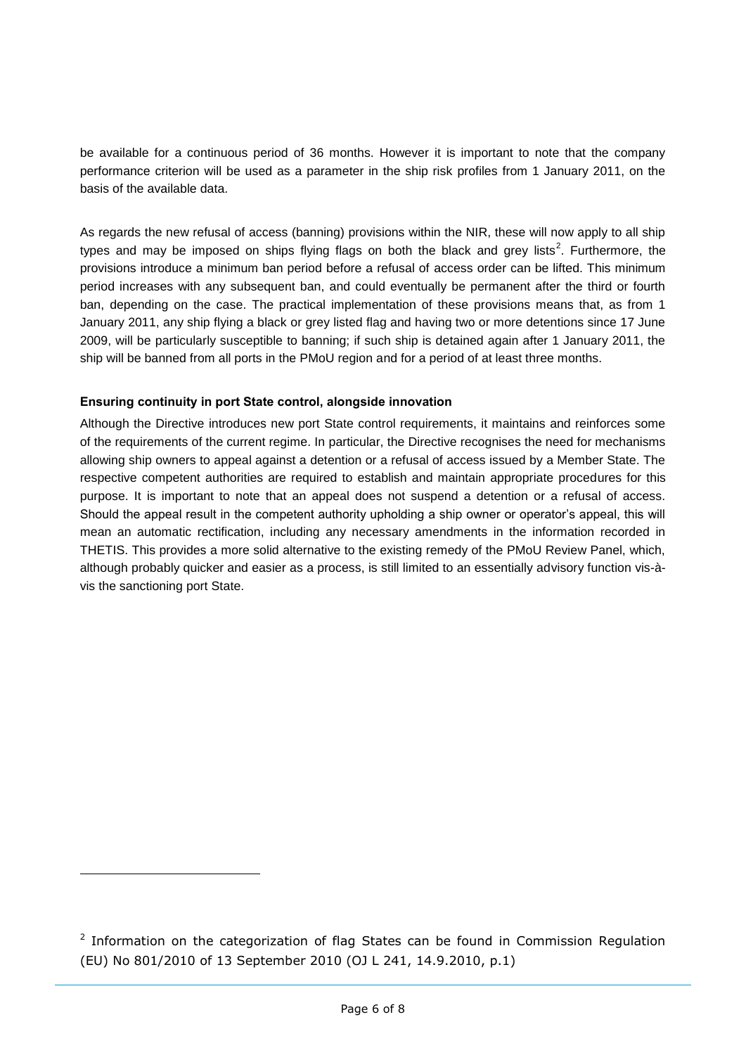be available for a continuous period of 36 months. However it is important to note that the company performance criterion will be used as a parameter in the ship risk profiles from 1 January 2011, on the basis of the available data.

As regards the new refusal of access (banning) provisions within the NIR, these will now apply to all ship types and may be imposed on ships flying flags on both the black and grey lists[2]. Furthermore, the provisions introduce a minimum ban period before a refusal of access order can be lifted. This minimum period increases with any subsequent ban, and could eventually be permanent after the third or fourth ban, depending on the case. The practical implementation of these provisions means that, as from 1 January 2011, any ship flying a black or grey listed flag and having two or more detentions since 17 June 2009, will be particularly susceptible to banning; if such ship is detained again after 1 January 2011, the ship will be banned from all ports in the PMoU region and for a period of at least three months.

**Ensuring continuity in port State control, alongside innovation**

Although the Directive introduces new port State control requirements, it maintains and reinforces some of the requirements of the current regime. In particular, the Directive recognises the need for mechanisms allowing ship owners to appeal against a detention or a refusal of access issued by a Member State. The respective competent authorities are required to establish and maintain appropriate procedures for this purpose. It is important to note that an appeal does not suspend a detention or a refusal of access. Should the appeal result in the competent authority upholding a ship owner or operator's appeal, this will mean an automatic rectification, including any necessary amendments in the information recorded in THETIS. This provides a more solid alternative to the existing remedy of the PMoU Review Panel, which, although probably quicker and easier as a process, is still limited to an essentially advisory function vis-à-vis the sanctioning port State.

---

[2] Information on the categorization of flag States can be found in Commission Regulation (EU) No 801/2010 of 13 September 2010 (OJ L 241, 14.9.2010, p.1)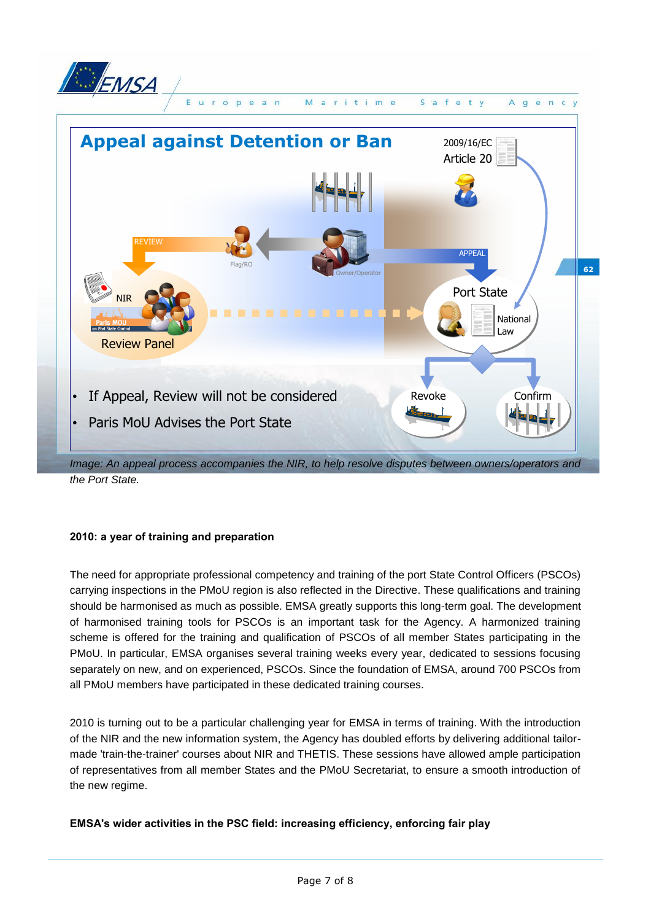## Appeal against Detention or Ban

2009/16/EC
Article 20

REVIEW

Flag/RO

Owner/Operator

APPEAL

NIR

Paris MOU on Port State Control

Review Panel

Port State

National Law

- If Appeal, Review will not be considered
- Paris MoU Advises the Port State

Revoke

Confirm

*Image: An appeal process accompanies the NIR, to help resolve disputes between owners/operators and the Port State.*

**2010: a year of training and preparation**

The need for appropriate professional competency and training of the port State Control Officers (PSCOs) carrying inspections in the PMoU region is also reflected in the Directive. These qualifications and training should be harmonised as much as possible. EMSA greatly supports this long-term goal. The development of harmonised training tools for PSCOs is an important task for the Agency. A harmonized training scheme is offered for the training and qualification of PSCOs of all member States participating in the PMoU. In particular, EMSA organises several training weeks every year, dedicated to sessions focusing separately on new, and on experienced, PSCOs. Since the foundation of EMSA, around 700 PSCOs from all PMoU members have participated in these dedicated training courses.

2010 is turning out to be a particular challenging year for EMSA in terms of training. With the introduction of the NIR and the new information system, the Agency has doubled efforts by delivering additional tailor-made 'train-the-trainer' courses about NIR and THETIS. These sessions have allowed ample participation of representatives from all member States and the PMoU Secretariat, to ensure a smooth introduction of the new regime.

**EMSA's wider activities in the PSC field: increasing efficiency, enforcing fair play**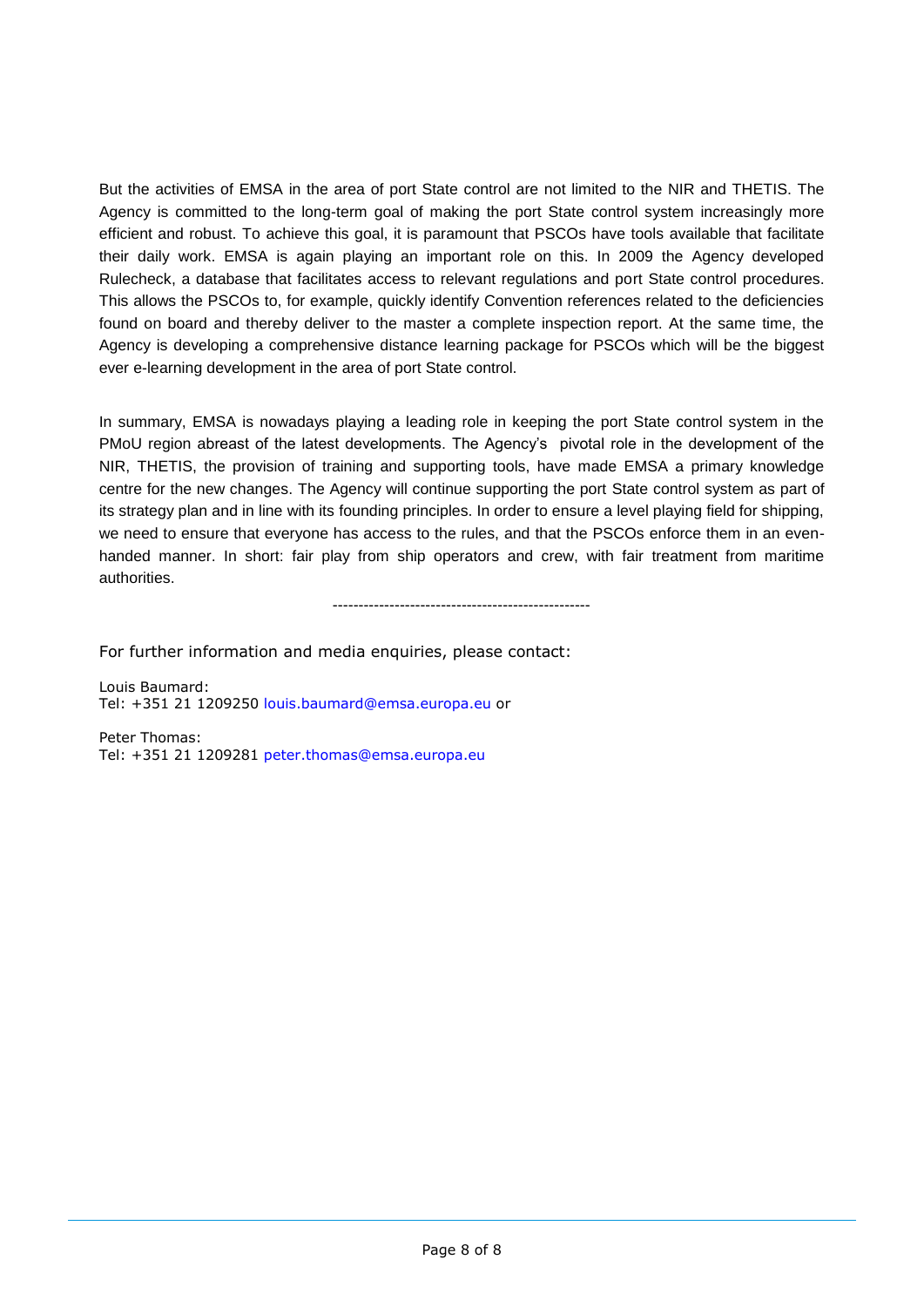But the activities of EMSA in the area of port State control are not limited to the NIR and THETIS. The Agency is committed to the long-term goal of making the port State control system increasingly more efficient and robust. To achieve this goal, it is paramount that PSCOs have tools available that facilitate their daily work. EMSA is again playing an important role on this. In 2009 the Agency developed Rulecheck, a database that facilitates access to relevant regulations and port State control procedures. This allows the PSCOs to, for example, quickly identify Convention references related to the deficiencies found on board and thereby deliver to the master a complete inspection report. At the same time, the Agency is developing a comprehensive distance learning package for PSCOs which will be the biggest ever e-learning development in the area of port State control.

In summary, EMSA is nowadays playing a leading role in keeping the port State control system in the PMoU region abreast of the latest developments. The Agency's pivotal role in the development of the NIR, THETIS, the provision of training and supporting tools, have made EMSA a primary knowledge centre for the new changes. The Agency will continue supporting the port State control system as part of its strategy plan and in line with its founding principles. In order to ensure a level playing field for shipping, we need to ensure that everyone has access to the rules, and that the PSCOs enforce them in an even-handed manner. In short: fair play from ship operators and crew, with fair treatment from maritime authorities.

--------------------------------------------------

For further information and media enquiries, please contact:

Louis Baumard:
Tel: +351 21 1209250 louis.baumard@emsa.europa.eu or

Peter Thomas:
Tel: +351 21 1209281 peter.thomas@emsa.europa.eu